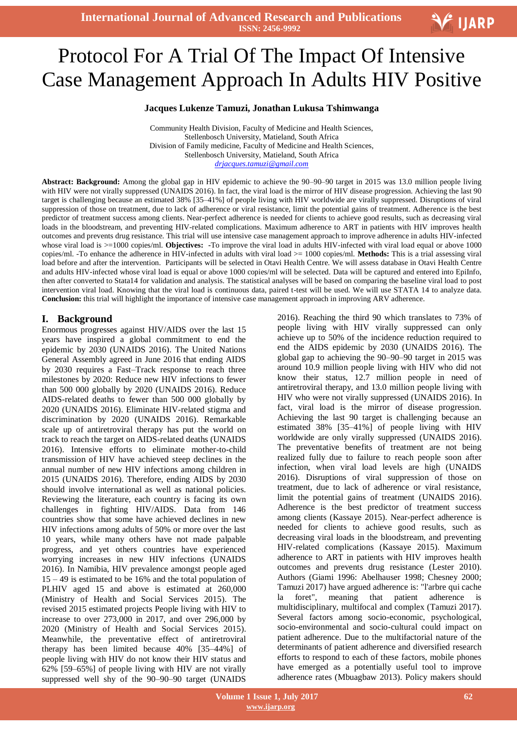# Protocol For A Trial Of The Impact Of Intensive Case Management Approach In Adults HIV Positive

**Jacques Lukenze Tamuzi, Jonathan Lukusa Tshimwanga**

Community Health Division, Faculty of Medicine and Health Sciences, Stellenbosch University, Matieland, South Africa
Division of Family medicine, Faculty of Medicine and Health Sciences, Stellenbosch University, Matieland, South Africa
*drjacques.tamuzi@gmail.com*

**Abstract: Background:** Among the global gap in HIV epidemic to achieve the 90–90–90 target in 2015 was 13.0 million people living with HIV were not virally suppressed (UNAIDS 2016). In fact, the viral load is the mirror of HIV disease progression. Achieving the last 90 target is challenging because an estimated 38% [35–41%] of people living with HIV worldwide are virally suppressed. Disruptions of viral suppression of those on treatment, due to lack of adherence or viral resistance, limit the potential gains of treatment. Adherence is the best predictor of treatment success among clients. Near-perfect adherence is needed for clients to achieve good results, such as decreasing viral loads in the bloodstream, and preventing HIV-related complications. Maximum adherence to ART in patients with HIV improves health outcomes and prevents drug resistance. This trial will use intensive case management approach to improve adherence in adults HIV-infected whose viral load is >=1000 copies/ml. **Objectives:** -To improve the viral load in adults HIV-infected with viral load equal or above 1000 copies/ml. -To enhance the adherence in HIV-infected in adults with viral load >= 1000 copies/ml. **Methods:** This is a trial assessing viral load before and after the intervention. Participants will be selected in Otavi Health Centre. We will assess database in Otavi Health Centre and adults HIV-infected whose viral load is equal or above 1000 copies/ml will be selected. Data will be captured and entered into EpiInfo, then after converted to Stata14 for validation and analysis. The statistical analyses will be based on comparing the baseline viral load to post intervention viral load. Knowing that the viral load is continuous data, paired t-test will be used. We will use STATA 14 to analyze data. **Conclusion:** this trial will highlight the importance of intensive case management approach in improving ARV adherence.

## I. Background

Enormous progresses against HIV/AIDS over the last 15 years have inspired a global commitment to end the epidemic by 2030 (UNAIDS 2016). The United Nations General Assembly agreed in June 2016 that ending AIDS by 2030 requires a Fast–Track response to reach three milestones by 2020: Reduce new HIV infections to fewer than 500 000 globally by 2020 (UNAIDS 2016). Reduce AIDS-related deaths to fewer than 500 000 globally by 2020 (UNAIDS 2016). Eliminate HIV-related stigma and discrimination by 2020 (UNAIDS 2016). Remarkable scale up of antiretroviral therapy has put the world on track to reach the target on AIDS-related deaths (UNAIDS 2016). Intensive efforts to eliminate mother-to-child transmission of HIV have achieved steep declines in the annual number of new HIV infections among children in 2015 (UNAIDS 2016). Therefore, ending AIDS by 2030 should involve international as well as national policies. Reviewing the literature, each country is facing its own challenges in fighting HIV/AIDS. Data from 146 countries show that some have achieved declines in new HIV infections among adults of 50% or more over the last 10 years, while many others have not made palpable progress, and yet others countries have experienced worrying increases in new HIV infections (UNAIDS 2016). In Namibia, HIV prevalence amongst people aged 15 – 49 is estimated to be 16% and the total population of PLHIV aged 15 and above is estimated at 260,000 (Ministry of Health and Social Services 2015). The revised 2015 estimated projects People living with HIV to increase to over 273,000 in 2017, and over 296,000 by 2020 (Ministry of Health and Social Services 2015). Meanwhile, the preventative effect of antiretroviral therapy has been limited because 40% [35–44%] of people living with HIV do not know their HIV status and 62% [59–65%] of people living with HIV are not virally suppressed well shy of the 90–90–90 target (UNAIDS 2016). Reaching the third 90 which translates to 73% of people living with HIV virally suppressed can only achieve up to 50% of the incidence reduction required to end the AIDS epidemic by 2030 (UNAIDS 2016). The global gap to achieving the 90–90–90 target in 2015 was around 10.9 million people living with HIV who did not know their status, 12.7 million people in need of antiretroviral therapy, and 13.0 million people living with HIV who were not virally suppressed (UNAIDS 2016). In fact, viral load is the mirror of disease progression. Achieving the last 90 target is challenging because an estimated 38% [35–41%] of people living with HIV worldwide are only virally suppressed (UNAIDS 2016). The preventative benefits of treatment are not being realized fully due to failure to reach people soon after infection, when viral load levels are high (UNAIDS 2016). Disruptions of viral suppression of those on treatment, due to lack of adherence or viral resistance, limit the potential gains of treatment (UNAIDS 2016). Adherence is the best predictor of treatment success among clients (Kassaye 2015). Near-perfect adherence is needed for clients to achieve good results, such as decreasing viral loads in the bloodstream, and preventing HIV-related complications (Kassaye 2015). Maximum adherence to ART in patients with HIV improves health outcomes and prevents drug resistance (Lester 2010). Authors (Giami 1996: Abelhauser 1998; Chesney 2000; Tamuzi 2017) have argued adherence is: "l'arbre qui cache la foret", meaning that patient adherence is multidisciplinary, multifocal and complex (Tamuzi 2017). Several factors among socio-economic, psychological, socio-environmental and socio-cultural could impact on patient adherence. Due to the multifactorial nature of the determinants of patient adherence and diversified research efforts to respond to each of these factors, mobile phones have emerged as a potentially useful tool to improve adherence rates (Mbuagbaw 2013). Policy makers should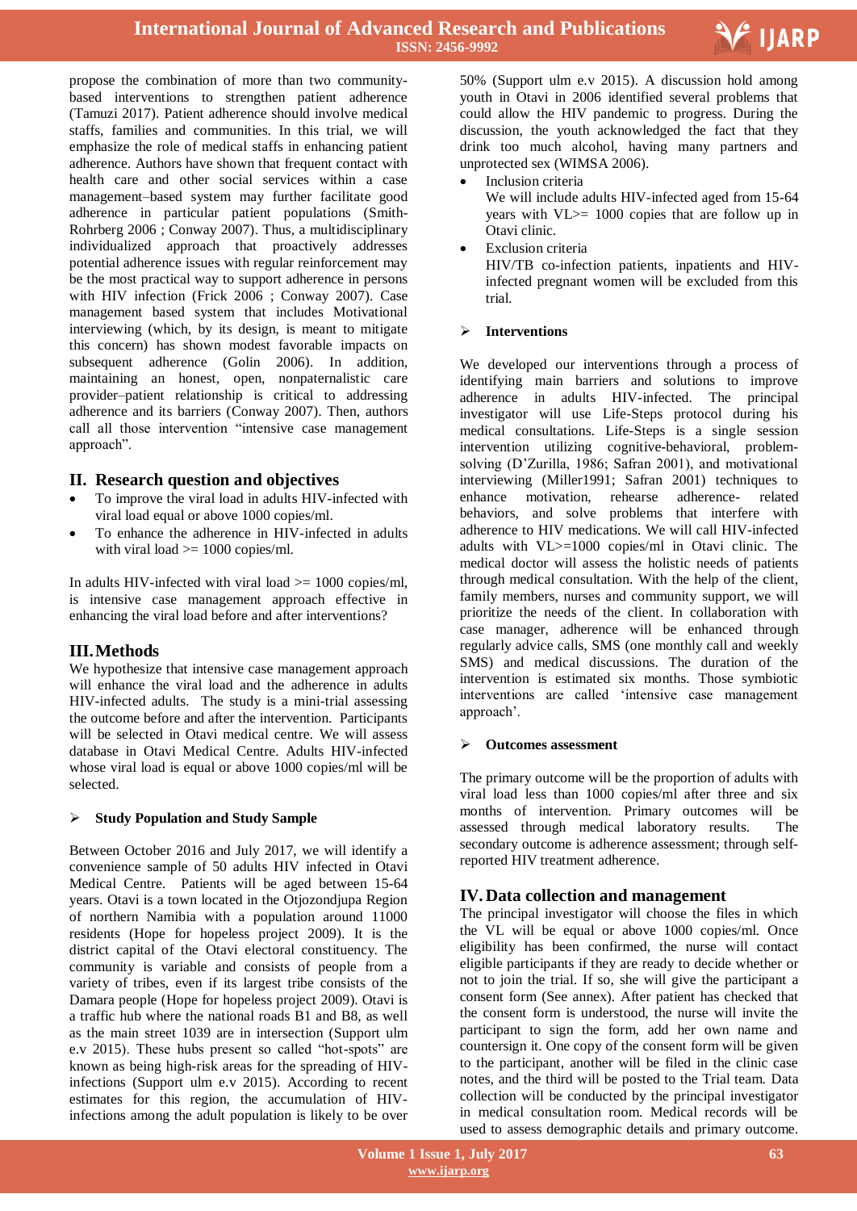propose the combination of more than two community-based interventions to strengthen patient adherence (Tamuzi 2017). Patient adherence should involve medical staffs, families and communities. In this trial, we will emphasize the role of medical staffs in enhancing patient adherence. Authors have shown that frequent contact with health care and other social services within a case management–based system may further facilitate good adherence in particular patient populations (Smith-Rohrberg 2006 ; Conway 2007). Thus, a multidisciplinary individualized approach that proactively addresses potential adherence issues with regular reinforcement may be the most practical way to support adherence in persons with HIV infection (Frick 2006 ; Conway 2007). Case management based system that includes Motivational interviewing (which, by its design, is meant to mitigate this concern) has shown modest favorable impacts on subsequent adherence (Golin 2006). In addition, maintaining an honest, open, nonpaternalistic care provider–patient relationship is critical to addressing adherence and its barriers (Conway 2007). Then, authors call all those intervention "intensive case management approach".

## II. Research question and objectives

- To improve the viral load in adults HIV-infected with viral load equal or above 1000 copies/ml.
- To enhance the adherence in HIV-infected in adults with viral load >= 1000 copies/ml.

In adults HIV-infected with viral load >= 1000 copies/ml, is intensive case management approach effective in enhancing the viral load before and after interventions?

## III. Methods

We hypothesize that intensive case management approach will enhance the viral load and the adherence in adults HIV-infected adults. The study is a mini-trial assessing the outcome before and after the intervention. Participants will be selected in Otavi medical centre. We will assess database in Otavi Medical Centre. Adults HIV-infected whose viral load is equal or above 1000 copies/ml will be selected.

### Study Population and Study Sample

Between October 2016 and July 2017, we will identify a convenience sample of 50 adults HIV infected in Otavi Medical Centre. Patients will be aged between 15-64 years. Otavi is a town located in the Otjozondjupa Region of northern Namibia with a population around 11000 residents (Hope for hopeless project 2009). It is the district capital of the Otavi electoral constituency. The community is variable and consists of people from a variety of tribes, even if its largest tribe consists of the Damara people (Hope for hopeless project 2009). Otavi is a traffic hub where the national roads B1 and B8, as well as the main street 1039 are in intersection (Support ulm e.v 2015). These hubs present so called "hot-spots" are known as being high-risk areas for the spreading of HIV-infections (Support ulm e.v 2015). According to recent estimates for this region, the accumulation of HIV-infections among the adult population is likely to be over 50% (Support ulm e.v 2015). A discussion hold among youth in Otavi in 2006 identified several problems that could allow the HIV pandemic to progress. During the discussion, the youth acknowledged the fact that they drink too much alcohol, having many partners and unprotected sex (WIMSA 2006).

- Inclusion criteria
  We will include adults HIV-infected aged from 15-64 years with VL>= 1000 copies that are follow up in Otavi clinic.
- Exclusion criteria
  HIV/TB co-infection patients, inpatients and HIV-infected pregnant women will be excluded from this trial.

### Interventions

We developed our interventions through a process of identifying main barriers and solutions to improve adherence in adults HIV-infected. The principal investigator will use Life-Steps protocol during his medical consultations. Life-Steps is a single session intervention utilizing cognitive-behavioral, problem-solving (D'Zurilla, 1986; Safran 2001), and motivational interviewing (Miller1991; Safran 2001) techniques to enhance motivation, rehearse adherence- related behaviors, and solve problems that interfere with adherence to HIV medications. We will call HIV-infected adults with VL>=1000 copies/ml in Otavi clinic. The medical doctor will assess the holistic needs of patients through medical consultation. With the help of the client, family members, nurses and community support, we will prioritize the needs of the client. In collaboration with case manager, adherence will be enhanced through regularly advice calls, SMS (one monthly call and weekly SMS) and medical discussions. The duration of the intervention is estimated six months. Those symbiotic interventions are called 'intensive case management approach'.

### Outcomes assessment

The primary outcome will be the proportion of adults with viral load less than 1000 copies/ml after three and six months of intervention. Primary outcomes will be assessed through medical laboratory results. The secondary outcome is adherence assessment; through self-reported HIV treatment adherence.

## IV. Data collection and management

The principal investigator will choose the files in which the VL will be equal or above 1000 copies/ml. Once eligibility has been confirmed, the nurse will contact eligible participants if they are ready to decide whether or not to join the trial. If so, she will give the participant a consent form (See annex). After patient has checked that the consent form is understood, the nurse will invite the participant to sign the form, add her own name and countersign it. One copy of the consent form will be given to the participant, another will be filed in the clinic case notes, and the third will be posted to the Trial team. Data collection will be conducted by the principal investigator in medical consultation room. Medical records will be used to assess demographic details and primary outcome.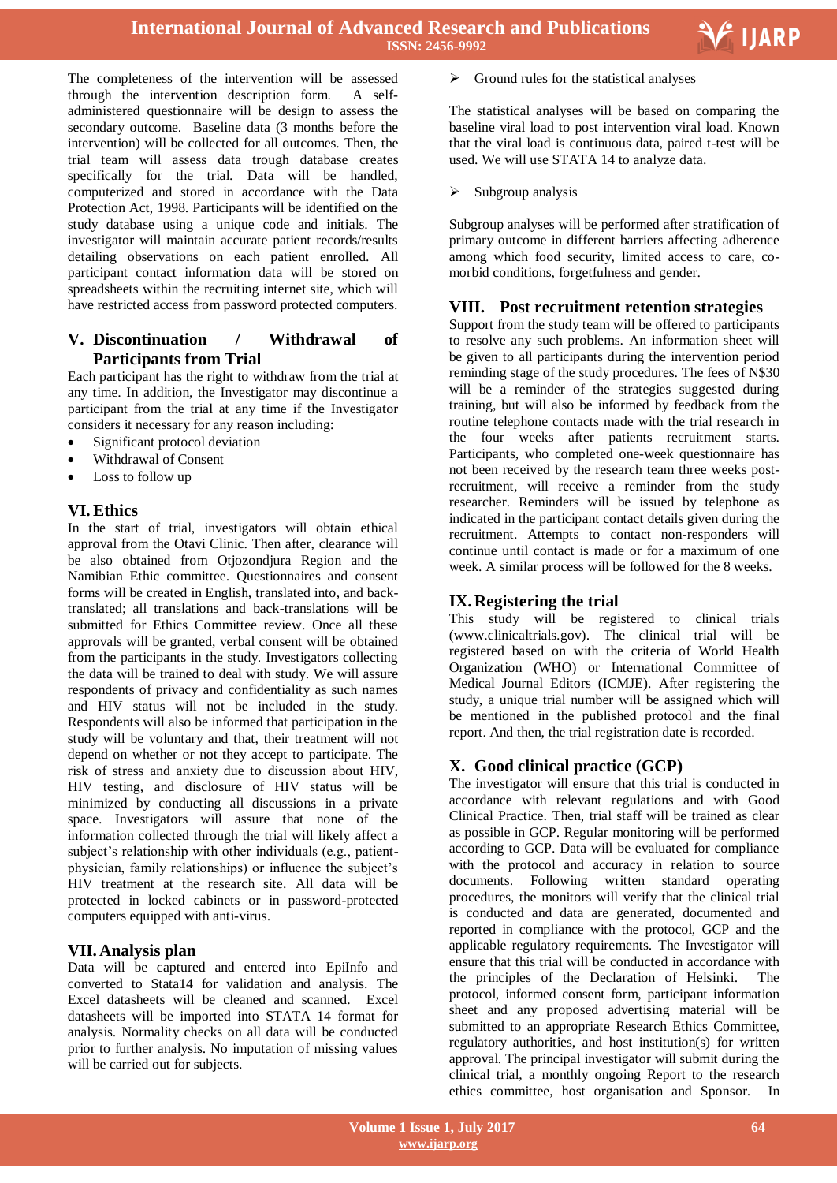The completeness of the intervention will be assessed through the intervention description form. A self-administered questionnaire will be design to assess the secondary outcome. Baseline data (3 months before the intervention) will be collected for all outcomes. Then, the trial team will assess data trough database creates specifically for the trial. Data will be handled, computerized and stored in accordance with the Data Protection Act, 1998. Participants will be identified on the study database using a unique code and initials. The investigator will maintain accurate patient records/results detailing observations on each patient enrolled. All participant contact information data will be stored on spreadsheets within the recruiting internet site, which will have restricted access from password protected computers.

## V. Discontinuation / Withdrawal of Participants from Trial

Each participant has the right to withdraw from the trial at any time. In addition, the Investigator may discontinue a participant from the trial at any time if the Investigator considers it necessary for any reason including:

- Significant protocol deviation
- Withdrawal of Consent
- Loss to follow up

## VI. Ethics

In the start of trial, investigators will obtain ethical approval from the Otavi Clinic. Then after, clearance will be also obtained from Otjozondjura Region and the Namibian Ethic committee. Questionnaires and consent forms will be created in English, translated into, and back-translated; all translations and back-translations will be submitted for Ethics Committee review. Once all these approvals will be granted, verbal consent will be obtained from the participants in the study. Investigators collecting the data will be trained to deal with study. We will assure respondents of privacy and confidentiality as such names and HIV status will not be included in the study. Respondents will also be informed that participation in the study will be voluntary and that, their treatment will not depend on whether or not they accept to participate. The risk of stress and anxiety due to discussion about HIV, HIV testing, and disclosure of HIV status will be minimized by conducting all discussions in a private space. Investigators will assure that none of the information collected through the trial will likely affect a subject's relationship with other individuals (e.g., patient-physician, family relationships) or influence the subject's HIV treatment at the research site. All data will be protected in locked cabinets or in password-protected computers equipped with anti-virus.

## VII. Analysis plan

Data will be captured and entered into EpiInfo and converted to Stata14 for validation and analysis. The Excel datasheets will be cleaned and scanned. Excel datasheets will be imported into STATA 14 format for analysis. Normality checks on all data will be conducted prior to further analysis. No imputation of missing values will be carried out for subjects.

➢ Ground rules for the statistical analyses

The statistical analyses will be based on comparing the baseline viral load to post intervention viral load. Known that the viral load is continuous data, paired t-test will be used. We will use STATA 14 to analyze data.

➢ Subgroup analysis

Subgroup analyses will be performed after stratification of primary outcome in different barriers affecting adherence among which food security, limited access to care, co-morbid conditions, forgetfulness and gender.

## VIII. Post recruitment retention strategies

Support from the study team will be offered to participants to resolve any such problems. An information sheet will be given to all participants during the intervention period reminding stage of the study procedures. The fees of N$30 will be a reminder of the strategies suggested during training, but will also be informed by feedback from the routine telephone contacts made with the trial research in the four weeks after patients recruitment starts. Participants, who completed one-week questionnaire has not been received by the research team three weeks post-recruitment, will receive a reminder from the study researcher. Reminders will be issued by telephone as indicated in the participant contact details given during the recruitment. Attempts to contact non-responders will continue until contact is made or for a maximum of one week. A similar process will be followed for the 8 weeks.

## IX. Registering the trial

This study will be registered to clinical trials (www.clinicaltrials.gov). The clinical trial will be registered based on with the criteria of World Health Organization (WHO) or International Committee of Medical Journal Editors (ICMJE). After registering the study, a unique trial number will be assigned which will be mentioned in the published protocol and the final report. And then, the trial registration date is recorded.

## X. Good clinical practice (GCP)

The investigator will ensure that this trial is conducted in accordance with relevant regulations and with Good Clinical Practice. Then, trial staff will be trained as clear as possible in GCP. Regular monitoring will be performed according to GCP. Data will be evaluated for compliance with the protocol and accuracy in relation to source documents. Following written standard operating procedures, the monitors will verify that the clinical trial is conducted and data are generated, documented and reported in compliance with the protocol, GCP and the applicable regulatory requirements. The Investigator will ensure that this trial will be conducted in accordance with the principles of the Declaration of Helsinki. The protocol, informed consent form, participant information sheet and any proposed advertising material will be submitted to an appropriate Research Ethics Committee, regulatory authorities, and host institution(s) for written approval. The principal investigator will submit during the clinical trial, a monthly ongoing Report to the research ethics committee, host organisation and Sponsor. In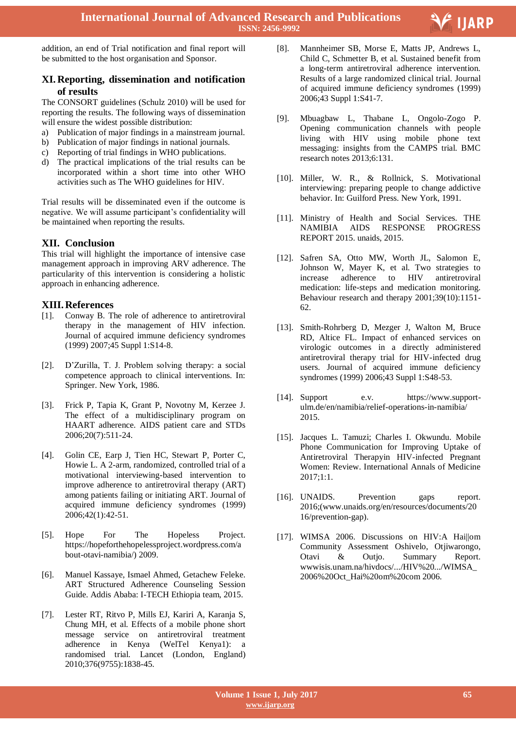addition, an end of Trial notification and final report will be submitted to the host organisation and Sponsor.

## XI. Reporting, dissemination and notification of results

The CONSORT guidelines (Schulz 2010) will be used for reporting the results. The following ways of dissemination will ensure the widest possible distribution:

a) Publication of major findings in a mainstream journal.
b) Publication of major findings in national journals.
c) Reporting of trial findings in WHO publications.
d) The practical implications of the trial results can be incorporated within a short time into other WHO activities such as The WHO guidelines for HIV.

Trial results will be disseminated even if the outcome is negative. We will assume participant's confidentiality will be maintained when reporting the results.

## XII. Conclusion

This trial will highlight the importance of intensive case management approach in improving ARV adherence. The particularity of this intervention is considering a holistic approach in enhancing adherence.

## XIII. References

[1]. Conway B. The role of adherence to antiretroviral therapy in the management of HIV infection. Journal of acquired immune deficiency syndromes (1999) 2007;45 Suppl 1:S14-8.

[2]. D'Zurilla, T. J. Problem solving therapy: a social competence approach to clinical interventions. In: Springer. New York, 1986.

[3]. Frick P, Tapia K, Grant P, Novotny M, Kerzee J. The effect of a multidisciplinary program on HAART adherence. AIDS patient care and STDs 2006;20(7):511-24.

[4]. Golin CE, Earp J, Tien HC, Stewart P, Porter C, Howie L. A 2-arm, randomized, controlled trial of a motivational interviewing-based intervention to improve adherence to antiretroviral therapy (ART) among patients failing or initiating ART. Journal of acquired immune deficiency syndromes (1999) 2006;42(1):42-51.

[5]. Hope For The Hopeless Project. https://hopeforthehopelessproject.wordpress.com/about-otavi-namibia/) 2009.

[6]. Manuel Kassaye, Ismael Ahmed, Getachew Feleke. ART Structured Adherence Counseling Session Guide. Addis Ababa: I-TECH Ethiopia team, 2015.

[7]. Lester RT, Ritvo P, Mills EJ, Kariri A, Karanja S, Chung MH, et al. Effects of a mobile phone short message service on antiretroviral treatment adherence in Kenya (WelTel Kenya1): a randomised trial. Lancet (London, England) 2010;376(9755):1838-45.

[8]. Mannheimer SB, Morse E, Matts JP, Andrews L, Child C, Schmetter B, et al. Sustained benefit from a long-term antiretroviral adherence intervention. Results of a large randomized clinical trial. Journal of acquired immune deficiency syndromes (1999) 2006;43 Suppl 1:S41-7.

[9]. Mbuagbaw L, Thabane L, Ongolo-Zogo P. Opening communication channels with people living with HIV using mobile phone text messaging: insights from the CAMPS trial. BMC research notes 2013;6:131.

[10]. Miller, W. R., & Rollnick, S. Motivational interviewing: preparing people to change addictive behavior. In: Guilford Press. New York, 1991.

[11]. Ministry of Health and Social Services. THE NAMIBIA AIDS RESPONSE PROGRESS REPORT 2015. unaids, 2015.

[12]. Safren SA, Otto MW, Worth JL, Salomon E, Johnson W, Mayer K, et al. Two strategies to increase adherence to HIV antiretroviral medication: life-steps and medication monitoring. Behaviour research and therapy 2001;39(10):1151-62.

[13]. Smith-Rohrberg D, Mezger J, Walton M, Bruce RD, Altice FL. Impact of enhanced services on virologic outcomes in a directly administered antiretroviral therapy trial for HIV-infected drug users. Journal of acquired immune deficiency syndromes (1999) 2006;43 Suppl 1:S48-53.

[14]. Support e.v. https://www.support-ulm.de/en/namibia/relief-operations-in-namibia/ 2015.

[15]. Jacques L. Tamuzi; Charles I. Okwundu. Mobile Phone Communication for Improving Uptake of Antiretroviral Therapyin HIV-infected Pregnant Women: Review. International Annals of Medicine 2017;1:1.

[16]. UNAIDS. Prevention gaps report. 2016;(www.unaids.org/en/resources/documents/2016/prevention-gap).

[17]. WIMSA 2006. Discussions on HIV:A Hai||om Community Assessment Oshivelo, Otjiwarongo, Otavi & Outjo. Summary Report. wwwisis.unam.na/hivdocs/.../HIV%20.../WIMSA_2006%20Oct_Hai%20om%20com 2006.